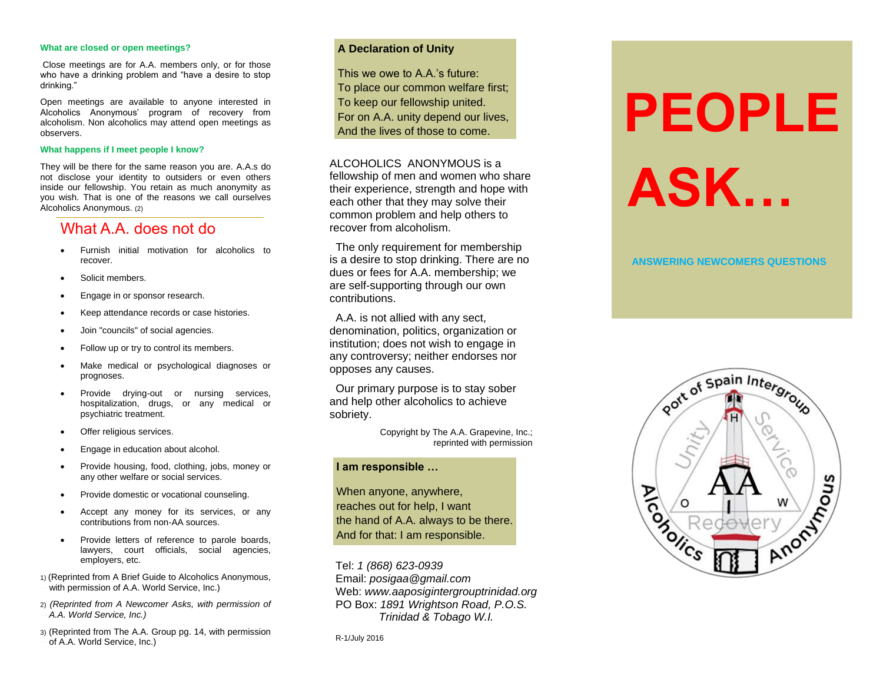### What are closed or open meetings?

Close meetings are for A.A. members only, or for those who have a drinking problem and "have a desire to stop drinking."

Open meetings are available to anyone interested in Alcoholics Anonymous' program of recovery from alcoholism. Non alcoholics may attend open meetings as observers.

### What happens if I meet people I know?

They will be there for the same reason you are. A.A.s do not disclose your identity to outsiders or even others inside our fellowship. You retain as much anonymity as you wish. That is one of the reasons we call ourselves Alcoholics Anonymous. (2)

## What A.A. does not do

- Furnish initial motivation for alcoholics to recover.
- Solicit members.
- Engage in or sponsor research.
- Keep attendance records or case histories.
- Join "councils" of social agencies.
- Follow up or try to control its members.
- Make medical or psychological diagnoses or prognoses.
- Provide drying-out or nursing services, hospitalization, drugs, or any medical or psychiatric treatment.
- Offer religious services.
- Engage in education about alcohol.
- Provide housing, food, clothing, jobs, money or any other welfare or social services.
- Provide domestic or vocational counseling.
- Accept any money for its services, or any contributions from non-AA sources.
- Provide letters of reference to parole boards, lawyers, court officials, social agencies, employers, etc.

1) (Reprinted from A Brief Guide to Alcoholics Anonymous, with permission of A.A. World Service, Inc.)

2) *(Reprinted from A Newcomer Asks, with permission of A.A. World Service, Inc.)*

3) (Reprinted from The A.A. Group pg. 14, with permission of A.A. World Service, Inc.)

### A Declaration of Unity

This we owe to A.A.'s future:
To place our common welfare first;
To keep our fellowship united.
For on A.A. unity depend our lives,
And the lives of those to come.

ALCOHOLICS ANONYMOUS is a fellowship of men and women who share their experience, strength and hope with each other that they may solve their common problem and help others to recover from alcoholism.

The only requirement for membership is a desire to stop drinking. There are no dues or fees for A.A. membership; we are self-supporting through our own contributions.

A.A. is not allied with any sect, denomination, politics, organization or institution; does not wish to engage in any controversy; neither endorses nor opposes any causes.

Our primary purpose is to stay sober and help other alcoholics to achieve sobriety.

Copyright by The A.A. Grapevine, Inc.; reprinted with permission

### I am responsible …

When anyone, anywhere,
reaches out for help, I want
the hand of A.A. always to be there.
And for that: I am responsible.

Tel: *1 (868) 623-0939*
Email: *posigaa@gmail.com*
Web: *www.aaposigintergrouptrinidad.org*
PO Box: *1891 Wrightson Road, P.O.S. Trinidad & Tobago W.I.*

R-1/July 2016

# PEOPLE ASK…

**ANSWERING NEWCOMERS QUESTIONS**

Port of Spain Intergroup — Unity — Service — Alcoholics Anonymous — Recovery — AA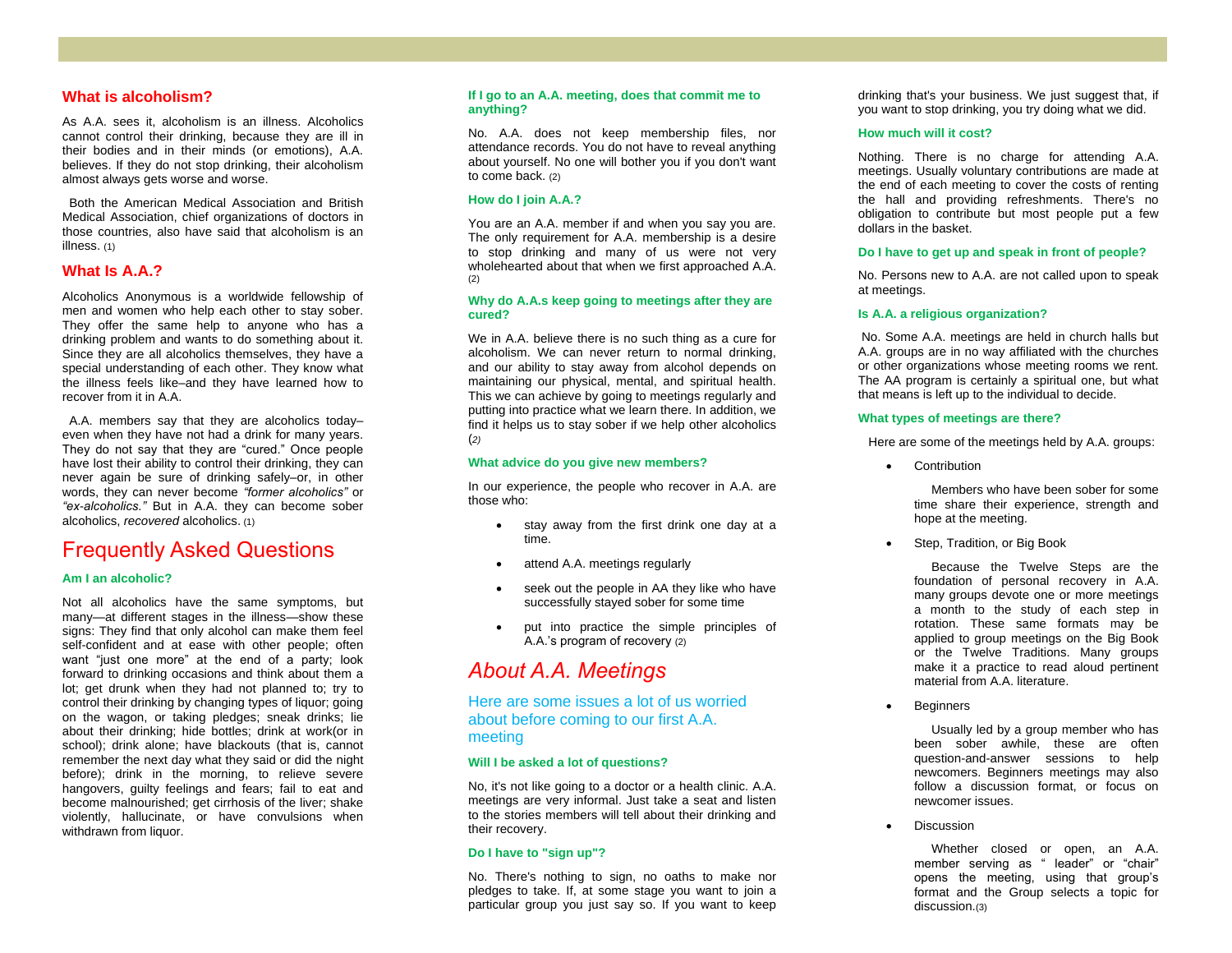## What is alcoholism?

As A.A. sees it, alcoholism is an illness. Alcoholics cannot control their drinking, because they are ill in their bodies and in their minds (or emotions), A.A. believes. If they do not stop drinking, their alcoholism almost always gets worse and worse.

Both the American Medical Association and British Medical Association, chief organizations of doctors in those countries, also have said that alcoholism is an illness. (1)

## What Is A.A.?

Alcoholics Anonymous is a worldwide fellowship of men and women who help each other to stay sober. They offer the same help to anyone who has a drinking problem and wants to do something about it. Since they are all alcoholics themselves, they have a special understanding of each other. They know what the illness feels like–and they have learned how to recover from it in A.A.

A.A. members say that they are alcoholics today–even when they have not had a drink for many years. They do not say that they are "cured." Once people have lost their ability to control their drinking, they can never again be sure of drinking safely–or, in other words, they can never become *"former alcoholics"* or *"ex-alcoholics."* But in A.A. they can become sober alcoholics, *recovered* alcoholics. (1)

# Frequently Asked Questions

### Am I an alcoholic?

Not all alcoholics have the same symptoms, but many—at different stages in the illness—show these signs: They find that only alcohol can make them feel self-confident and at ease with other people; often want "just one more" at the end of a party; look forward to drinking occasions and think about them a lot; get drunk when they had not planned to; try to control their drinking by changing types of liquor; going on the wagon, or taking pledges; sneak drinks; lie about their drinking; hide bottles; drink at work(or in school); drink alone; have blackouts (that is, cannot remember the next day what they said or did the night before); drink in the morning, to relieve severe hangovers, guilty feelings and fears; fail to eat and become malnourished; get cirrhosis of the liver; shake violently, hallucinate, or have convulsions when withdrawn from liquor.

### If I go to an A.A. meeting, does that commit me to anything?

No. A.A. does not keep membership files, nor attendance records. You do not have to reveal anything about yourself. No one will bother you if you don't want to come back. (2)

### How do I join A.A.?

You are an A.A. member if and when you say you are. The only requirement for A.A. membership is a desire to stop drinking and many of us were not very wholehearted about that when we first approached A.A. (2)

### Why do A.A.s keep going to meetings after they are cured?

We in A.A. believe there is no such thing as a cure for alcoholism. We can never return to normal drinking, and our ability to stay away from alcohol depends on maintaining our physical, mental, and spiritual health. This we can achieve by going to meetings regularly and putting into practice what we learn there. In addition, we find it helps us to stay sober if we help other alcoholics (*2)*

### What advice do you give new members?

In our experience, the people who recover in A.A. are those who:

- stay away from the first drink one day at a time.
- attend A.A. meetings regularly
- seek out the people in AA they like who have successfully stayed sober for some time
- put into practice the simple principles of A.A.'s program of recovery (2)

# *About A.A. Meetings*

## Here are some issues a lot of us worried about before coming to our first A.A. meeting

### Will I be asked a lot of questions?

No, it's not like going to a doctor or a health clinic. A.A. meetings are very informal. Just take a seat and listen to the stories members will tell about their drinking and their recovery.

### Do I have to "sign up"?

No. There's nothing to sign, no oaths to make nor pledges to take. If, at some stage you want to join a particular group you just say so. If you want to keep drinking that's your business. We just suggest that, if you want to stop drinking, you try doing what we did.

### How much will it cost?

Nothing. There is no charge for attending A.A. meetings. Usually voluntary contributions are made at the end of each meeting to cover the costs of renting the hall and providing refreshments. There's no obligation to contribute but most people put a few dollars in the basket.

### Do I have to get up and speak in front of people?

No. Persons new to A.A. are not called upon to speak at meetings.

### Is A.A. a religious organization?

No. Some A.A. meetings are held in church halls but A.A. groups are in no way affiliated with the churches or other organizations whose meeting rooms we rent. The AA program is certainly a spiritual one, but what that means is left up to the individual to decide.

### What types of meetings are there?

Here are some of the meetings held by A.A. groups:

- Contribution

  Members who have been sober for some time share their experience, strength and hope at the meeting.

- Step, Tradition, or Big Book

  Because the Twelve Steps are the foundation of personal recovery in A.A. many groups devote one or more meetings a month to the study of each step in rotation. These same formats may be applied to group meetings on the Big Book or the Twelve Traditions. Many groups make it a practice to read aloud pertinent material from A.A. literature.

- Beginners

  Usually led by a group member who has been sober awhile, these are often question-and-answer sessions to help newcomers. Beginners meetings may also follow a discussion format, or focus on newcomer issues.

- Discussion

  Whether closed or open, an A.A. member serving as " leader" or "chair" opens the meeting, using that group's format and the Group selects a topic for discussion.(3)